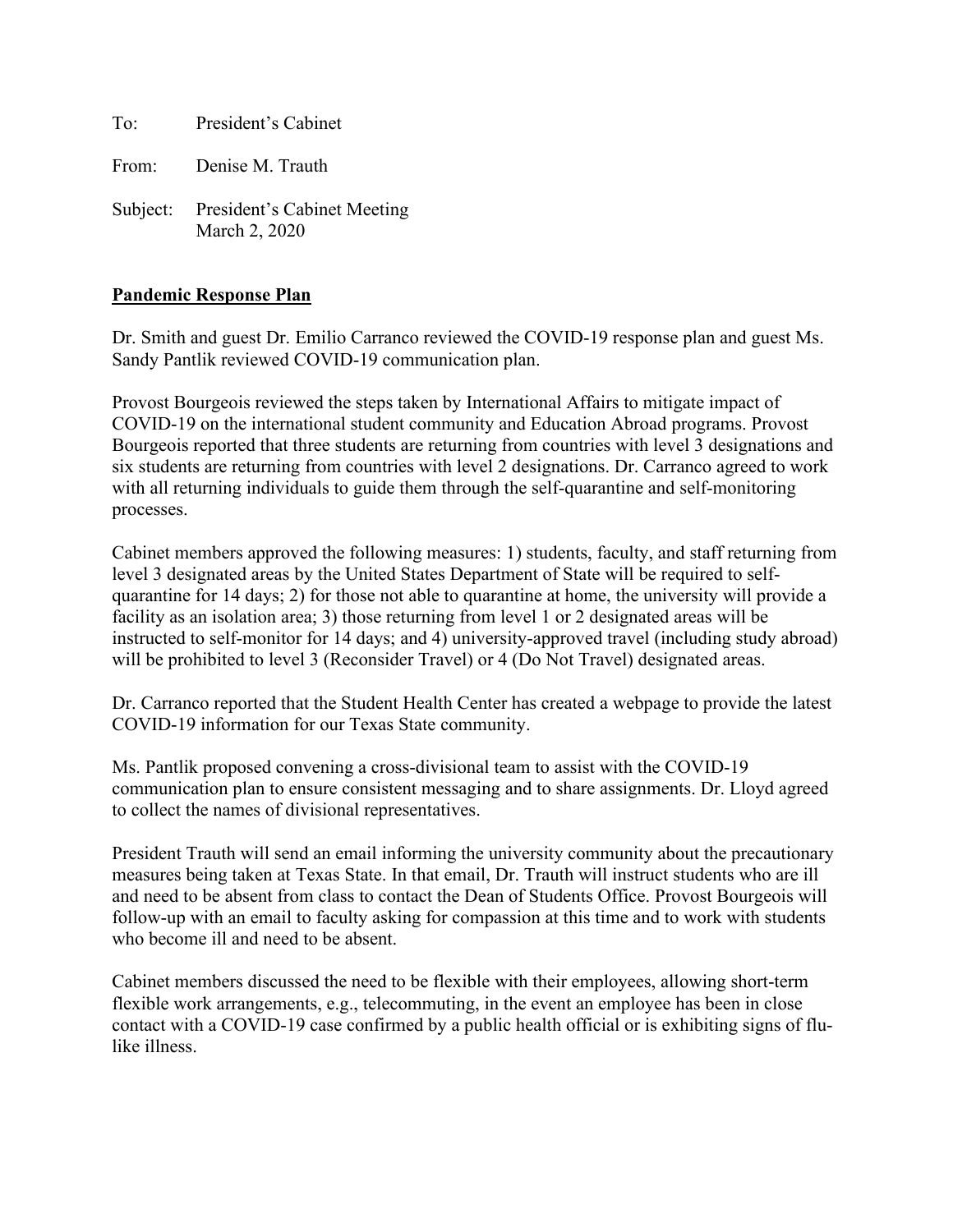To: President's Cabinet

From: Denise M. Trauth

Subject: President's Cabinet Meeting
March 2, 2020

**Pandemic Response Plan**

Dr. Smith and guest Dr. Emilio Carranco reviewed the COVID-19 response plan and guest Ms. Sandy Pantlik reviewed COVID-19 communication plan.

Provost Bourgeois reviewed the steps taken by International Affairs to mitigate impact of COVID-19 on the international student community and Education Abroad programs. Provost Bourgeois reported that three students are returning from countries with level 3 designations and six students are returning from countries with level 2 designations. Dr. Carranco agreed to work with all returning individuals to guide them through the self-quarantine and self-monitoring processes.

Cabinet members approved the following measures: 1) students, faculty, and staff returning from level 3 designated areas by the United States Department of State will be required to self-quarantine for 14 days; 2) for those not able to quarantine at home, the university will provide a facility as an isolation area; 3) those returning from level 1 or 2 designated areas will be instructed to self-monitor for 14 days; and 4) university-approved travel (including study abroad) will be prohibited to level 3 (Reconsider Travel) or 4 (Do Not Travel) designated areas.

Dr. Carranco reported that the Student Health Center has created a webpage to provide the latest COVID-19 information for our Texas State community.

Ms. Pantlik proposed convening a cross-divisional team to assist with the COVID-19 communication plan to ensure consistent messaging and to share assignments. Dr. Lloyd agreed to collect the names of divisional representatives.

President Trauth will send an email informing the university community about the precautionary measures being taken at Texas State. In that email, Dr. Trauth will instruct students who are ill and need to be absent from class to contact the Dean of Students Office. Provost Bourgeois will follow-up with an email to faculty asking for compassion at this time and to work with students who become ill and need to be absent.

Cabinet members discussed the need to be flexible with their employees, allowing short-term flexible work arrangements, e.g., telecommuting, in the event an employee has been in close contact with a COVID-19 case confirmed by a public health official or is exhibiting signs of flu-like illness.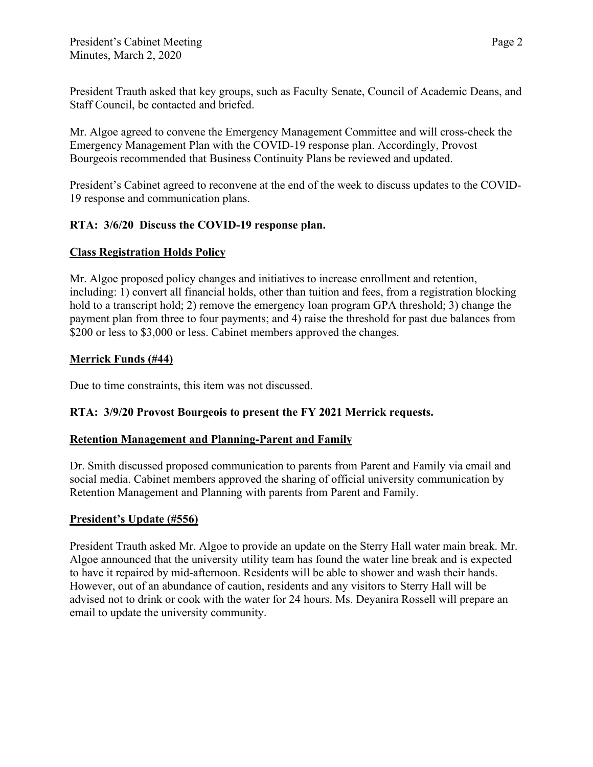President Trauth asked that key groups, such as Faculty Senate, Council of Academic Deans, and Staff Council, be contacted and briefed.

Mr. Algoe agreed to convene the Emergency Management Committee and will cross-check the Emergency Management Plan with the COVID-19 response plan. Accordingly, Provost Bourgeois recommended that Business Continuity Plans be reviewed and updated.

President's Cabinet agreed to reconvene at the end of the week to discuss updates to the COVID-19 response and communication plans.

**RTA: 3/6/20 Discuss the COVID-19 response plan.**

**Class Registration Holds Policy**

Mr. Algoe proposed policy changes and initiatives to increase enrollment and retention, including: 1) convert all financial holds, other than tuition and fees, from a registration blocking hold to a transcript hold; 2) remove the emergency loan program GPA threshold; 3) change the payment plan from three to four payments; and 4) raise the threshold for past due balances from $200 or less to $3,000 or less. Cabinet members approved the changes.

**Merrick Funds (#44)**

Due to time constraints, this item was not discussed.

**RTA: 3/9/20 Provost Bourgeois to present the FY 2021 Merrick requests.**

**Retention Management and Planning-Parent and Family**

Dr. Smith discussed proposed communication to parents from Parent and Family via email and social media. Cabinet members approved the sharing of official university communication by Retention Management and Planning with parents from Parent and Family.

**President's Update (#556)**

President Trauth asked Mr. Algoe to provide an update on the Sterry Hall water main break. Mr. Algoe announced that the university utility team has found the water line break and is expected to have it repaired by mid-afternoon. Residents will be able to shower and wash their hands. However, out of an abundance of caution, residents and any visitors to Sterry Hall will be advised not to drink or cook with the water for 24 hours. Ms. Deyanira Rossell will prepare an email to update the university community.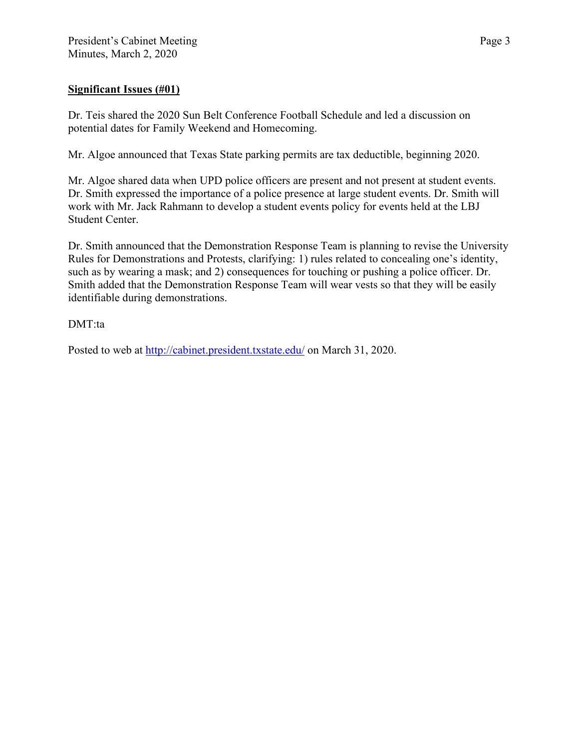**Significant Issues (#01)**

Dr. Teis shared the 2020 Sun Belt Conference Football Schedule and led a discussion on potential dates for Family Weekend and Homecoming.

Mr. Algoe announced that Texas State parking permits are tax deductible, beginning 2020.

Mr. Algoe shared data when UPD police officers are present and not present at student events. Dr. Smith expressed the importance of a police presence at large student events. Dr. Smith will work with Mr. Jack Rahmann to develop a student events policy for events held at the LBJ Student Center.

Dr. Smith announced that the Demonstration Response Team is planning to revise the University Rules for Demonstrations and Protests, clarifying: 1) rules related to concealing one's identity, such as by wearing a mask; and 2) consequences for touching or pushing a police officer. Dr. Smith added that the Demonstration Response Team will wear vests so that they will be easily identifiable during demonstrations.

DMT:ta

Posted to web at [http://cabinet.president.txstate.edu/](http://cabinet.president.txstate.edu/) on March 31, 2020.